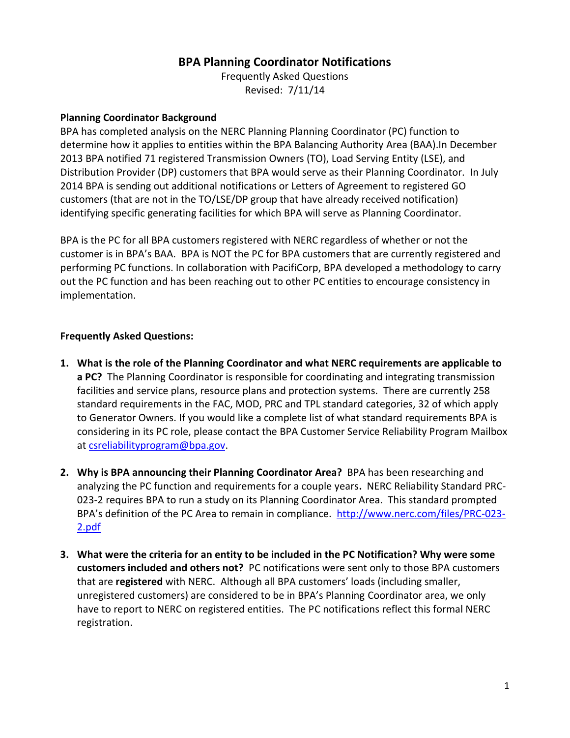# BPA Planning Coordinator Notifications

Frequently Asked Questions
Revised: 7/11/14

**Planning Coordinator Background**

BPA has completed analysis on the NERC Planning Planning Coordinator (PC) function to determine how it applies to entities within the BPA Balancing Authority Area (BAA).In December 2013 BPA notified 71 registered Transmission Owners (TO), Load Serving Entity (LSE), and Distribution Provider (DP) customers that BPA would serve as their Planning Coordinator. In July 2014 BPA is sending out additional notifications or Letters of Agreement to registered GO customers (that are not in the TO/LSE/DP group that have already received notification) identifying specific generating facilities for which BPA will serve as Planning Coordinator.

BPA is the PC for all BPA customers registered with NERC regardless of whether or not the customer is in BPA's BAA. BPA is NOT the PC for BPA customers that are currently registered and performing PC functions. In collaboration with PacifiCorp, BPA developed a methodology to carry out the PC function and has been reaching out to other PC entities to encourage consistency in implementation.

**Frequently Asked Questions:**

1. **What is the role of the Planning Coordinator and what NERC requirements are applicable to a PC?** The Planning Coordinator is responsible for coordinating and integrating transmission facilities and service plans, resource plans and protection systems. There are currently 258 standard requirements in the FAC, MOD, PRC and TPL standard categories, 32 of which apply to Generator Owners. If you would like a complete list of what standard requirements BPA is considering in its PC role, please contact the BPA Customer Service Reliability Program Mailbox at csreliabilityprogram@bpa.gov.

2. **Why is BPA announcing their Planning Coordinator Area?** BPA has been researching and analyzing the PC function and requirements for a couple years**.** NERC Reliability Standard PRC-023-2 requires BPA to run a study on its Planning Coordinator Area. This standard prompted BPA's definition of the PC Area to remain in compliance. http://www.nerc.com/files/PRC-023-2.pdf

3. **What were the criteria for an entity to be included in the PC Notification? Why were some customers included and others not?** PC notifications were sent only to those BPA customers that are **registered** with NERC. Although all BPA customers' loads (including smaller, unregistered customers) are considered to be in BPA's Planning Coordinator area, we only have to report to NERC on registered entities. The PC notifications reflect this formal NERC registration.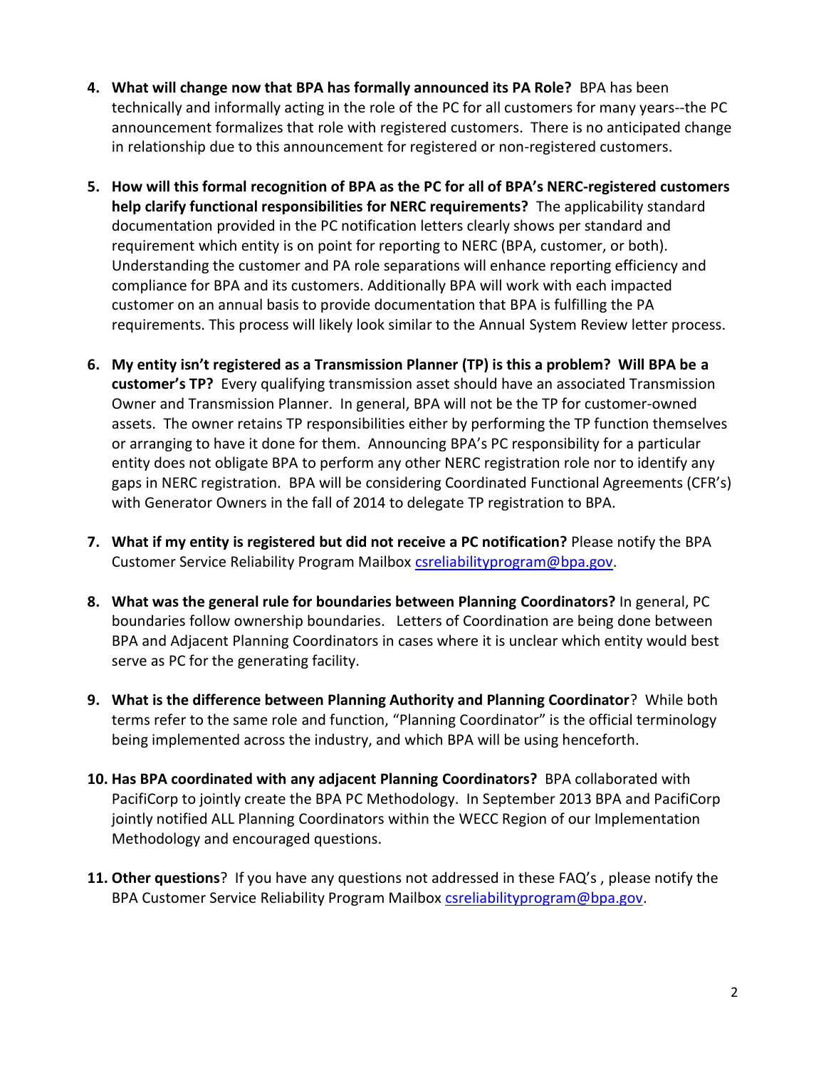4. **What will change now that BPA has formally announced its PA Role?** BPA has been technically and informally acting in the role of the PC for all customers for many years--the PC announcement formalizes that role with registered customers. There is no anticipated change in relationship due to this announcement for registered or non-registered customers.

5. **How will this formal recognition of BPA as the PC for all of BPA's NERC-registered customers help clarify functional responsibilities for NERC requirements?** The applicability standard documentation provided in the PC notification letters clearly shows per standard and requirement which entity is on point for reporting to NERC (BPA, customer, or both). Understanding the customer and PA role separations will enhance reporting efficiency and compliance for BPA and its customers. Additionally BPA will work with each impacted customer on an annual basis to provide documentation that BPA is fulfilling the PA requirements. This process will likely look similar to the Annual System Review letter process.

6. **My entity isn't registered as a Transmission Planner (TP) is this a problem? Will BPA be a customer's TP?** Every qualifying transmission asset should have an associated Transmission Owner and Transmission Planner. In general, BPA will not be the TP for customer-owned assets. The owner retains TP responsibilities either by performing the TP function themselves or arranging to have it done for them. Announcing BPA's PC responsibility for a particular entity does not obligate BPA to perform any other NERC registration role nor to identify any gaps in NERC registration. BPA will be considering Coordinated Functional Agreements (CFR's) with Generator Owners in the fall of 2014 to delegate TP registration to BPA.

7. **What if my entity is registered but did not receive a PC notification?** Please notify the BPA Customer Service Reliability Program Mailbox csreliabilityprogram@bpa.gov.

8. **What was the general rule for boundaries between Planning Coordinators?** In general, PC boundaries follow ownership boundaries. Letters of Coordination are being done between BPA and Adjacent Planning Coordinators in cases where it is unclear which entity would best serve as PC for the generating facility.

9. **What is the difference between Planning Authority and Planning Coordinator**? While both terms refer to the same role and function, "Planning Coordinator" is the official terminology being implemented across the industry, and which BPA will be using henceforth.

10. **Has BPA coordinated with any adjacent Planning Coordinators?** BPA collaborated with PacifiCorp to jointly create the BPA PC Methodology. In September 2013 BPA and PacifiCorp jointly notified ALL Planning Coordinators within the WECC Region of our Implementation Methodology and encouraged questions.

11. **Other questions**? If you have any questions not addressed in these FAQ's , please notify the BPA Customer Service Reliability Program Mailbox csreliabilityprogram@bpa.gov.